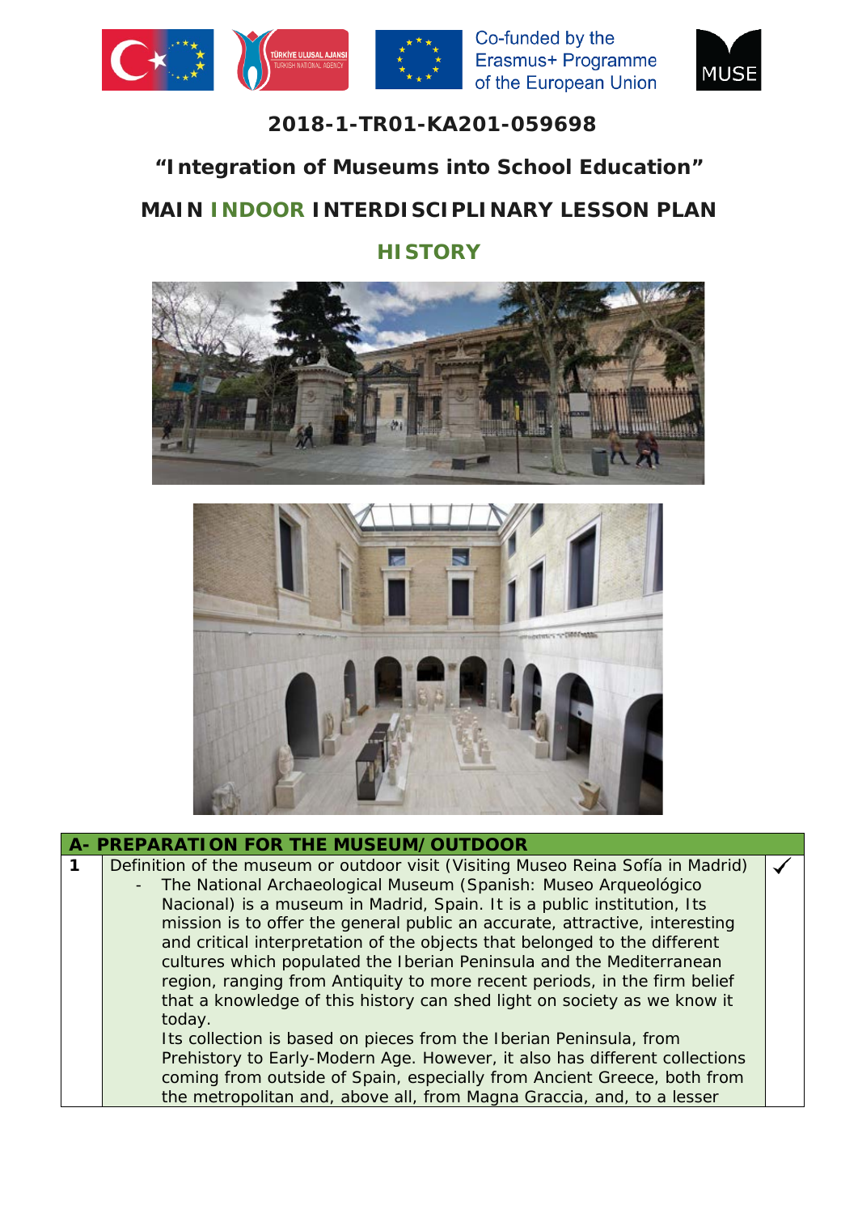Co-funded by the Erasmus+ Programme of the European Union

MUSE

# 2018-1-TR01-KA201-059698

## "Integration of Museums into School Education"

## MAIN INDOOR INTERDISCIPLINARY LESSON PLAN

## HISTORY

| A- PREPARATION FOR THE MUSEUM/OUTDOOR | | |
|---|---|---|
| 1 | Definition of the museum or outdoor visit (Visiting Museo Reina Sofía in Madrid)<br>- The National Archaeological Museum (Spanish: Museo Arqueológico Nacional) is a museum in Madrid, Spain. It is a public institution, Its mission is to offer the general public an accurate, attractive, interesting and critical interpretation of the objects that belonged to the different cultures which populated the Iberian Peninsula and the Mediterranean region, ranging from Antiquity to more recent periods, in the firm belief that a knowledge of this history can shed light on society as we know it today.<br>Its collection is based on pieces from the Iberian Peninsula, from Prehistory to Early-Modern Age. However, it also has different collections coming from outside of Spain, especially from Ancient Greece, both from the metropolitan and, above all, from Magna Graccia, and, to a lesser | ✓ |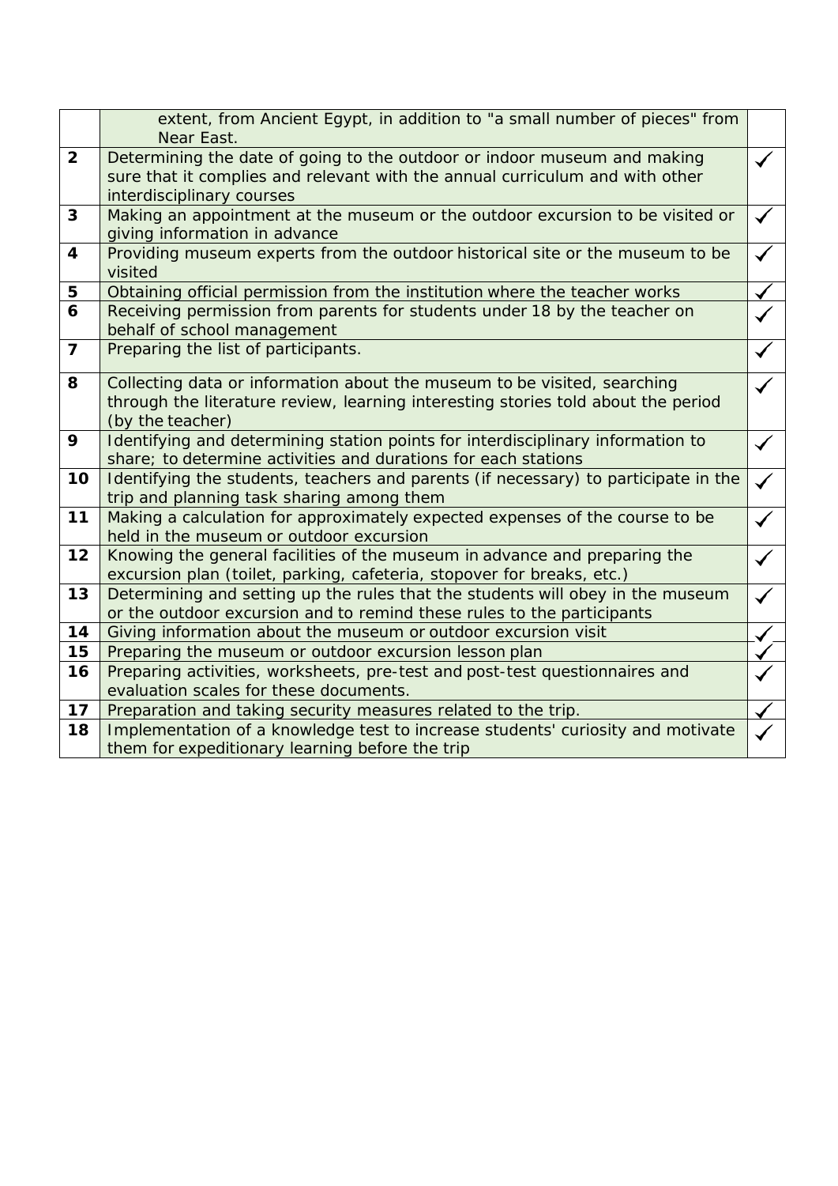| | | |
|---|---|---|
| | extent, from Ancient Egypt, in addition to "a small number of pieces" from Near East. | |
| **2** | Determining the date of going to the outdoor or indoor museum and making sure that it complies and relevant with the annual curriculum and with other interdisciplinary courses | ✓ |
| **3** | Making an appointment at the museum or the outdoor excursion to be visited or giving information in advance | ✓ |
| **4** | Providing museum experts from the outdoor historical site or the museum to be visited | ✓ |
| **5** | Obtaining official permission from the institution where the teacher works | ✓ |
| **6** | Receiving permission from parents for students under 18 by the teacher on behalf of school management | ✓ |
| **7** | Preparing the list of participants. | ✓ |
| **8** | Collecting data or information about the museum to be visited, searching through the literature review, learning interesting stories told about the period (by the teacher) | ✓ |
| **9** | Identifying and determining station points for interdisciplinary information to share; to determine activities and durations for each stations | ✓ |
| **10** | Identifying the students, teachers and parents (if necessary) to participate in the trip and planning task sharing among them | ✓ |
| **11** | Making a calculation for approximately expected expenses of the course to be held in the museum or outdoor excursion | ✓ |
| **12** | Knowing the general facilities of the museum in advance and preparing the excursion plan (toilet, parking, cafeteria, stopover for breaks, etc.) | ✓ |
| **13** | Determining and setting up the rules that the students will obey in the museum or the outdoor excursion and to remind these rules to the participants | ✓ |
| **14** | Giving information about the museum or outdoor excursion visit | ✓ |
| **15** | Preparing the museum or outdoor excursion lesson plan | ✓ |
| **16** | Preparing activities, worksheets, pre-test and post-test questionnaires and evaluation scales for these documents. | ✓ |
| **17** | Preparation and taking security measures related to the trip. | ✓ |
| **18** | Implementation of a knowledge test to increase students' curiosity and motivate them for expeditionary learning before the trip | ✓ |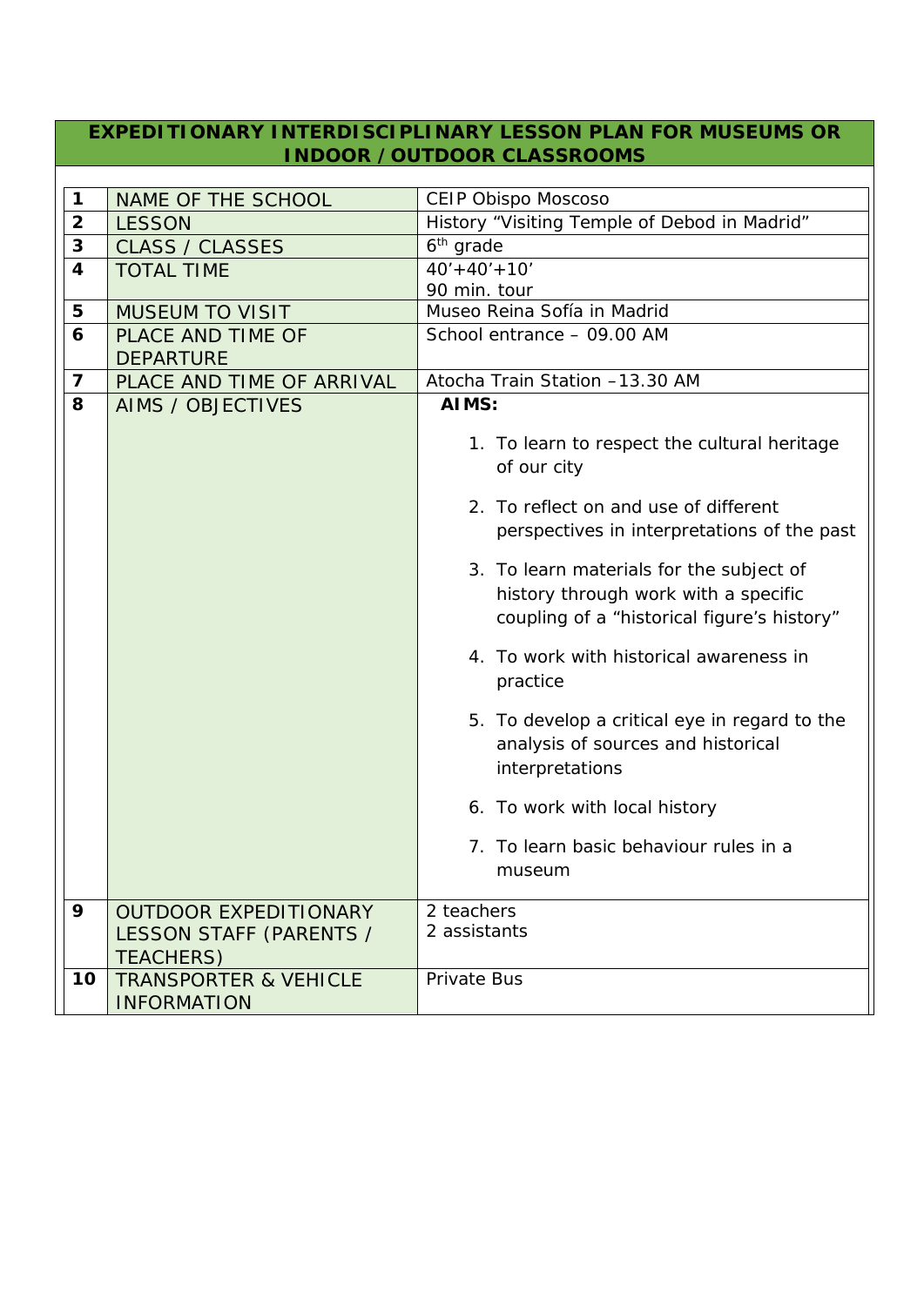**EXPEDITIONARY INTERDISCIPLINARY LESSON PLAN FOR MUSEUMS OR INDOOR / OUTDOOR CLASSROOMS**

| | | |
|---|---|---|
| 1 | NAME OF THE SCHOOL | CEIP Obispo Moscoso |
| 2 | LESSON | History "Visiting Temple of Debod in Madrid" |
| 3 | CLASS / CLASSES | 6th grade |
| 4 | TOTAL TIME | 40'+40'+10'<br>90 min. tour |
| 5 | MUSEUM TO VISIT | Museo Reina Sofía in Madrid |
| 6 | PLACE AND TIME OF DEPARTURE | School entrance – 09.00 AM |
| 7 | PLACE AND TIME OF ARRIVAL | Atocha Train Station –13.30 AM |
| 8 | AIMS / OBJECTIVES | **AIMS:**<br>1. To learn to respect the cultural heritage of our city<br>2. To reflect on and use of different perspectives in interpretations of the past<br>3. To learn materials for the subject of history through work with a specific coupling of a "historical figure's history"<br>4. To work with historical awareness in practice<br>5. To develop a critical eye in regard to the analysis of sources and historical interpretations<br>6. To work with local history<br>7. To learn basic behaviour rules in a museum |
| 9 | OUTDOOR EXPEDITIONARY LESSON STAFF (PARENTS / TEACHERS) | 2 teachers<br>2 assistants |
| 10 | TRANSPORTER & VEHICLE INFORMATION | Private Bus |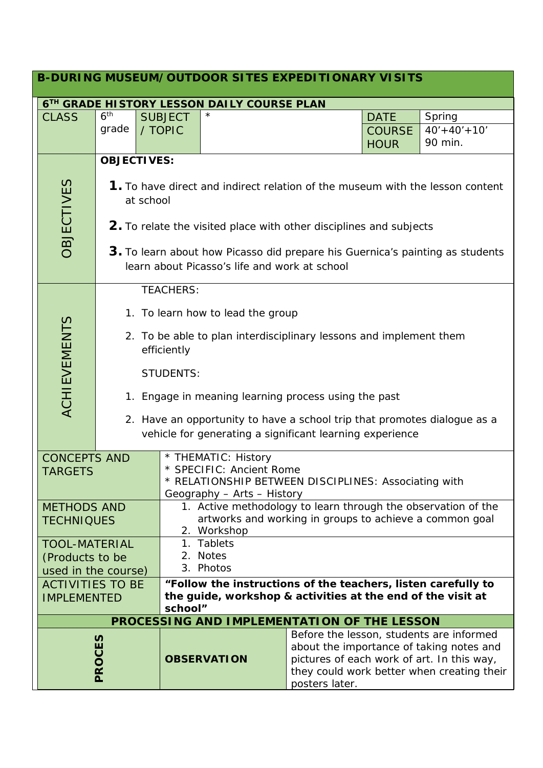## B-DURING MUSEUM/OUTDOOR SITES EXPEDITIONARY VISITS

| 6TH GRADE HISTORY LESSON DAILY COURSE PLAN | | | | | |
|---|---|---|---|---|---|
| CLASS | 6th grade | SUBJECT / TOPIC | * | DATE<br>COURSE HOUR | Spring<br>40'+40'+10'<br>90 min. |
| OBJECTIVES | **OBJECTIVES:**<br>**1.** To have direct and indirect relation of the museum with the lesson content at school<br>**2.** To relate the visited place with other disciplines and subjects<br>**3.** To learn about how Picasso did prepare his Guernica's painting as students learn about Picasso's life and work at school | | | | |
| ACHIEVEMENTS | TEACHERS:<br>1. To learn how to lead the group<br>2. To be able to plan interdisciplinary lessons and implement them efficiently<br>STUDENTS:<br>1. Engage in meaning learning process using the past<br>2. Have an opportunity to have a school trip that promotes dialogue as a vehicle for generating a significant learning experience | | | | |
| CONCEPTS AND TARGETS | * THEMATIC: History<br>* SPECIFIC: Ancient Rome<br>* RELATIONSHIP BETWEEN DISCIPLINES: Associating with Geography – Arts – History | | | | |
| METHODS AND TECHNIQUES | 1. Active methodology to learn through the observation of the artworks and working in groups to achieve a common goal<br>2. Workshop | | | | |
| TOOL-MATERIAL (Products to be used in the course) | 1. Tablets<br>2. Notes<br>3. Photos | | | | |
| ACTIVITIES TO BE IMPLEMENTED | **"Follow the instructions of the teachers, listen carefully to the guide, workshop & activities at the end of the visit at school"** | | | | |
| **PROCESSING AND IMPLEMENTATION OF THE LESSON** | | | | | |
| **PROCES** | **OBSERVATION** | Before the lesson, students are informed about the importance of taking notes and pictures of each work of art. In this way, they could work better when creating their posters later. | | | |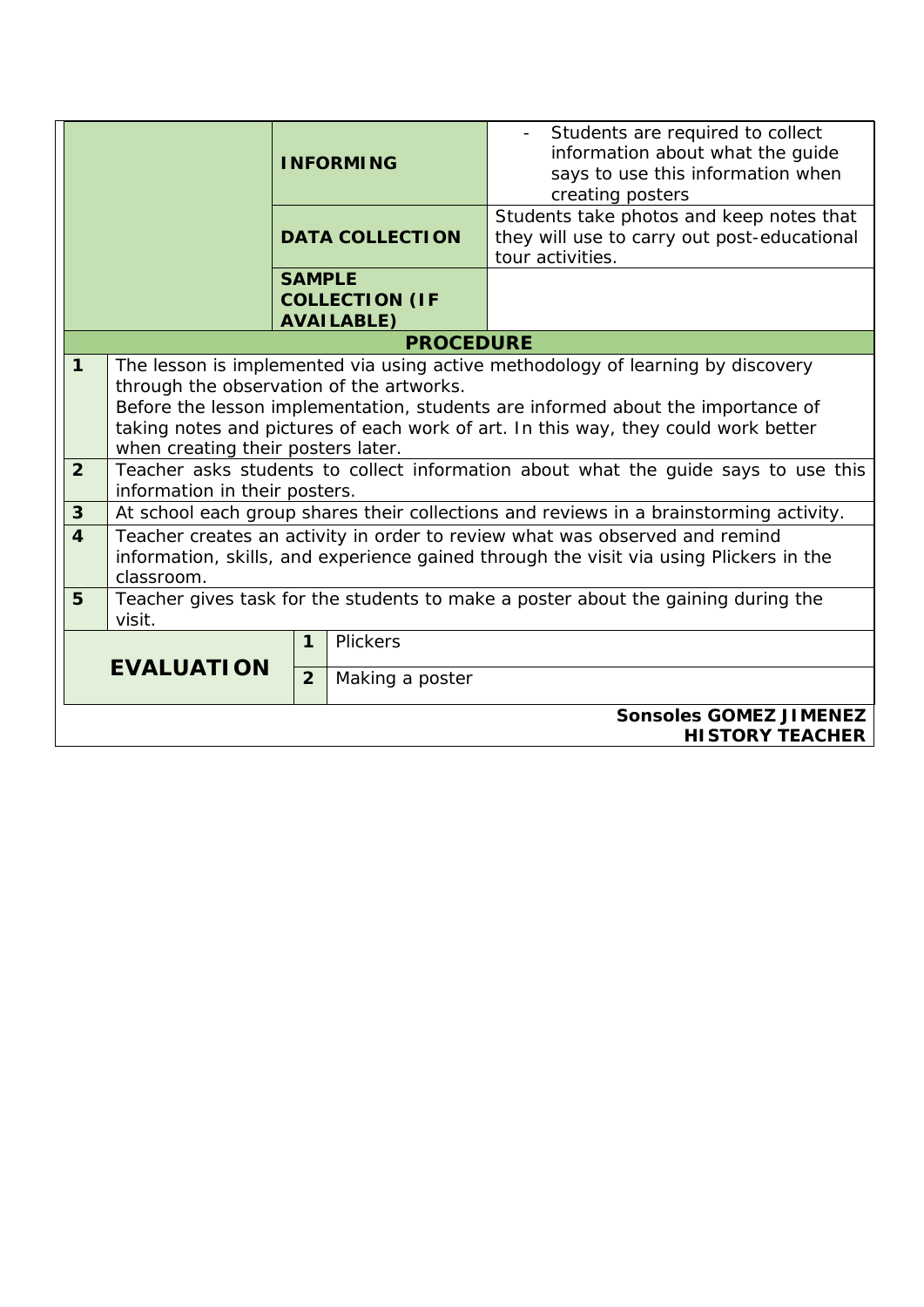| | | |
|---|---|---|
| | **INFORMING** | - Students are required to collect information about what the guide says to use this information when creating posters |
| | **DATA COLLECTION** | Students take photos and keep notes that they will use to carry out post-educational tour activities. |
| | **SAMPLE COLLECTION (IF AVAILABLE)** | |

| **PROCEDURE** | |
|---|---|
| **1** | The lesson is implemented via using active methodology of learning by discovery through the observation of the artworks.<br>Before the lesson implementation, students are informed about the importance of taking notes and pictures of each work of art. In this way, they could work better when creating their posters later. |
| **2** | Teacher asks students to collect information about what the guide says to use this information in their posters. |
| **3** | At school each group shares their collections and reviews in a brainstorming activity. |
| **4** | Teacher creates an activity in order to review what was observed and remind information, skills, and experience gained through the visit via using Plickers in the classroom. |
| **5** | Teacher gives task for the students to make a poster about the gaining during the visit. |

| **EVALUATION** | | |
|---|---|---|
| | **1** | Plickers |
| | **2** | Making a poster |

**Sonsoles GOMEZ JIMENEZ**
**HISTORY TEACHER**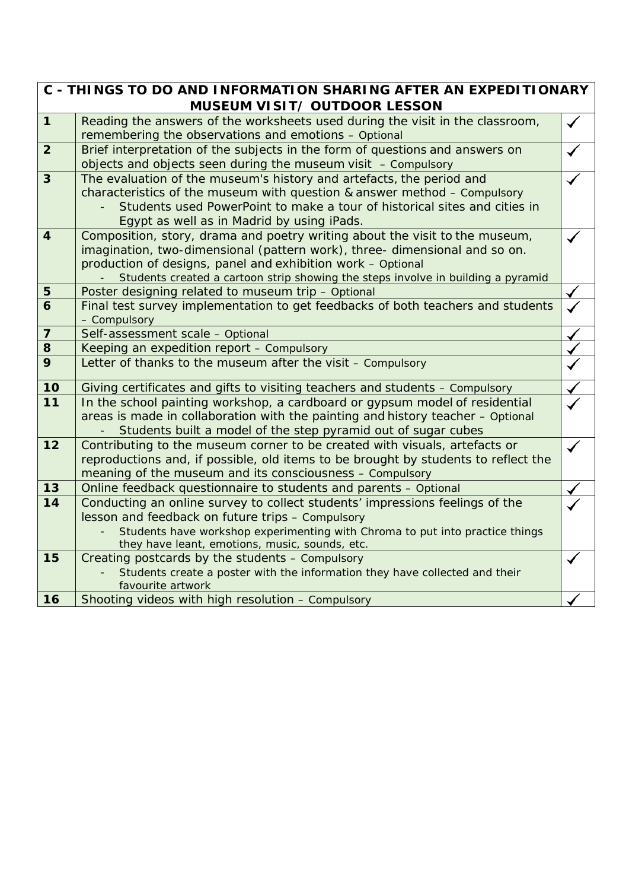| C - THINGS TO DO AND INFORMATION SHARING AFTER AN EXPEDITIONARY MUSEUM VISIT/ OUTDOOR LESSON | | |
|---|---|---|
| 1 | Reading the answers of the worksheets used during the visit in the classroom, remembering the observations and emotions – Optional | ✓ |
| 2 | Brief interpretation of the subjects in the form of questions and answers on objects and objects seen during the museum visit – Compulsory | ✓ |
| 3 | The evaluation of the museum's history and artefacts, the period and characteristics of the museum with question & answer method – Compulsory<br>- Students used PowerPoint to make a tour of historical sites and cities in Egypt as well as in Madrid by using iPads. | ✓ |
| 4 | Composition, story, drama and poetry writing about the visit to the museum, imagination, two-dimensional (pattern work), three- dimensional and so on. production of designs, panel and exhibition work – Optional<br>- Students created a cartoon strip showing the steps involve in building a pyramid | ✓ |
| 5 | Poster designing related to museum trip – Optional | ✓ |
| 6 | Final test survey implementation to get feedbacks of both teachers and students – Compulsory | ✓ |
| 7 | Self-assessment scale – Optional | ✓ |
| 8 | Keeping an expedition report – Compulsory | ✓ |
| 9 | Letter of thanks to the museum after the visit – Compulsory | ✓ |
| 10 | Giving certificates and gifts to visiting teachers and students – Compulsory | ✓ |
| 11 | In the school painting workshop, a cardboard or gypsum model of residential areas is made in collaboration with the painting and history teacher – Optional<br>- Students built a model of the step pyramid out of sugar cubes | ✓ |
| 12 | Contributing to the museum corner to be created with visuals, artefacts or reproductions and, if possible, old items to be brought by students to reflect the meaning of the museum and its consciousness – Compulsory | ✓ |
| 13 | Online feedback questionnaire to students and parents – Optional | ✓ |
| 14 | Conducting an online survey to collect students' impressions feelings of the lesson and feedback on future trips – Compulsory<br>- Students have workshop experimenting with Chroma to put into practice things they have leant, emotions, music, sounds, etc. | ✓ |
| 15 | Creating postcards by the students – Compulsory<br>- Students create a poster with the information they have collected and their favourite artwork | ✓ |
| 16 | Shooting videos with high resolution – Compulsory | ✓ |